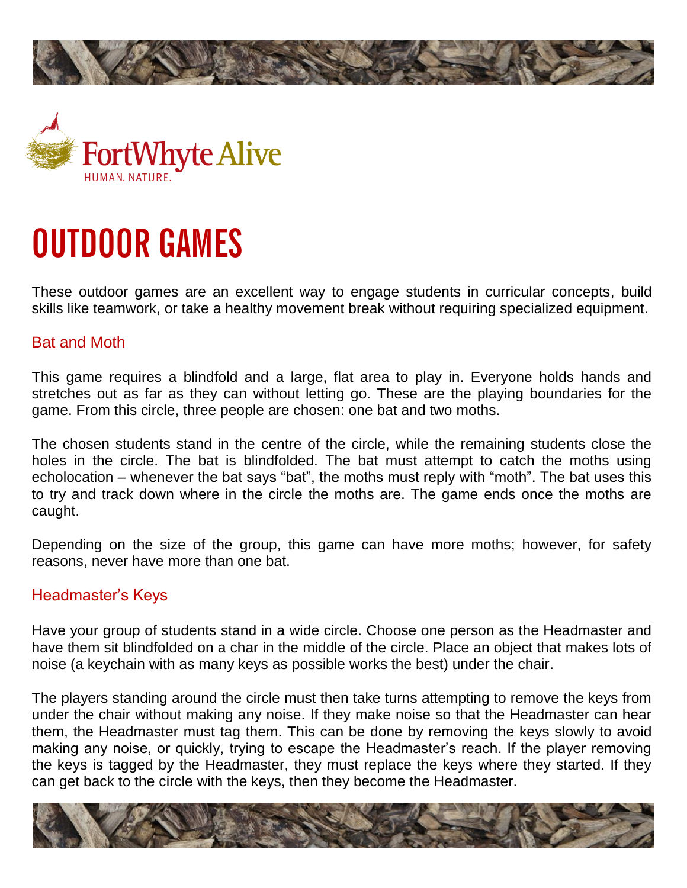FortWhyte Alive
HUMAN. NATURE.

# OUTDOOR GAMES

These outdoor games are an excellent way to engage students in curricular concepts, build skills like teamwork, or take a healthy movement break without requiring specialized equipment.

## Bat and Moth

This game requires a blindfold and a large, flat area to play in. Everyone holds hands and stretches out as far as they can without letting go. These are the playing boundaries for the game. From this circle, three people are chosen: one bat and two moths.

The chosen students stand in the centre of the circle, while the remaining students close the holes in the circle. The bat is blindfolded. The bat must attempt to catch the moths using echolocation – whenever the bat says "bat", the moths must reply with "moth". The bat uses this to try and track down where in the circle the moths are. The game ends once the moths are caught.

Depending on the size of the group, this game can have more moths; however, for safety reasons, never have more than one bat.

## Headmaster's Keys

Have your group of students stand in a wide circle. Choose one person as the Headmaster and have them sit blindfolded on a char in the middle of the circle. Place an object that makes lots of noise (a keychain with as many keys as possible works the best) under the chair.

The players standing around the circle must then take turns attempting to remove the keys from under the chair without making any noise. If they make noise so that the Headmaster can hear them, the Headmaster must tag them. This can be done by removing the keys slowly to avoid making any noise, or quickly, trying to escape the Headmaster's reach. If the player removing the keys is tagged by the Headmaster, they must replace the keys where they started. If they can get back to the circle with the keys, then they become the Headmaster.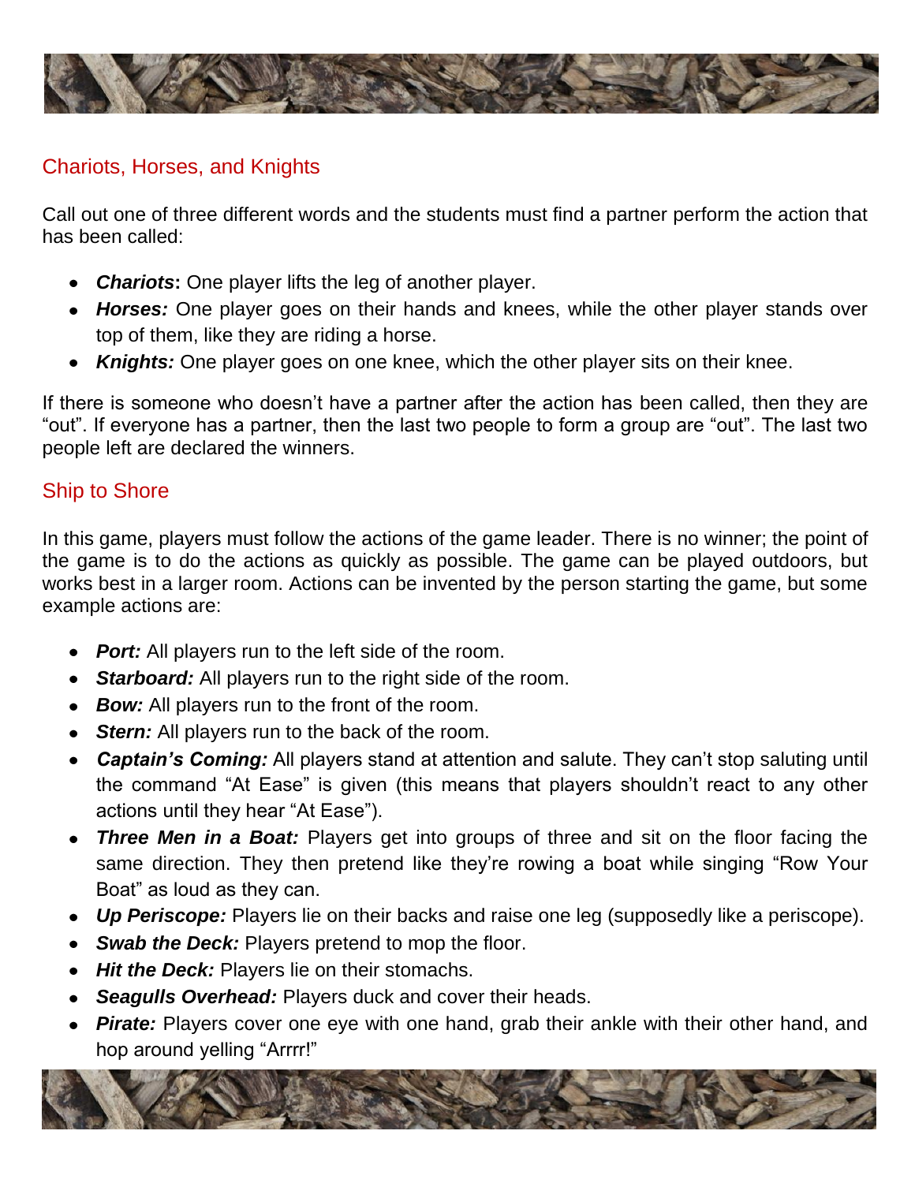## Chariots, Horses, and Knights

Call out one of three different words and the students must find a partner perform the action that has been called:

- ***Chariots*:** One player lifts the leg of another player.
- ***Horses:*** One player goes on their hands and knees, while the other player stands over top of them, like they are riding a horse.
- ***Knights:*** One player goes on one knee, which the other player sits on their knee.

If there is someone who doesn't have a partner after the action has been called, then they are "out". If everyone has a partner, then the last two people to form a group are "out". The last two people left are declared the winners.

## Ship to Shore

In this game, players must follow the actions of the game leader. There is no winner; the point of the game is to do the actions as quickly as possible. The game can be played outdoors, but works best in a larger room. Actions can be invented by the person starting the game, but some example actions are:

- ***Port:*** All players run to the left side of the room.
- ***Starboard:*** All players run to the right side of the room.
- ***Bow:*** All players run to the front of the room.
- ***Stern:*** All players run to the back of the room.
- ***Captain's Coming:*** All players stand at attention and salute. They can't stop saluting until the command "At Ease" is given (this means that players shouldn't react to any other actions until they hear "At Ease").
- ***Three Men in a Boat:*** Players get into groups of three and sit on the floor facing the same direction. They then pretend like they're rowing a boat while singing "Row Your Boat" as loud as they can.
- ***Up Periscope:*** Players lie on their backs and raise one leg (supposedly like a periscope).
- ***Swab the Deck:*** Players pretend to mop the floor.
- ***Hit the Deck:*** Players lie on their stomachs.
- ***Seagulls Overhead:*** Players duck and cover their heads.
- ***Pirate:*** Players cover one eye with one hand, grab their ankle with their other hand, and hop around yelling "Arrrr!"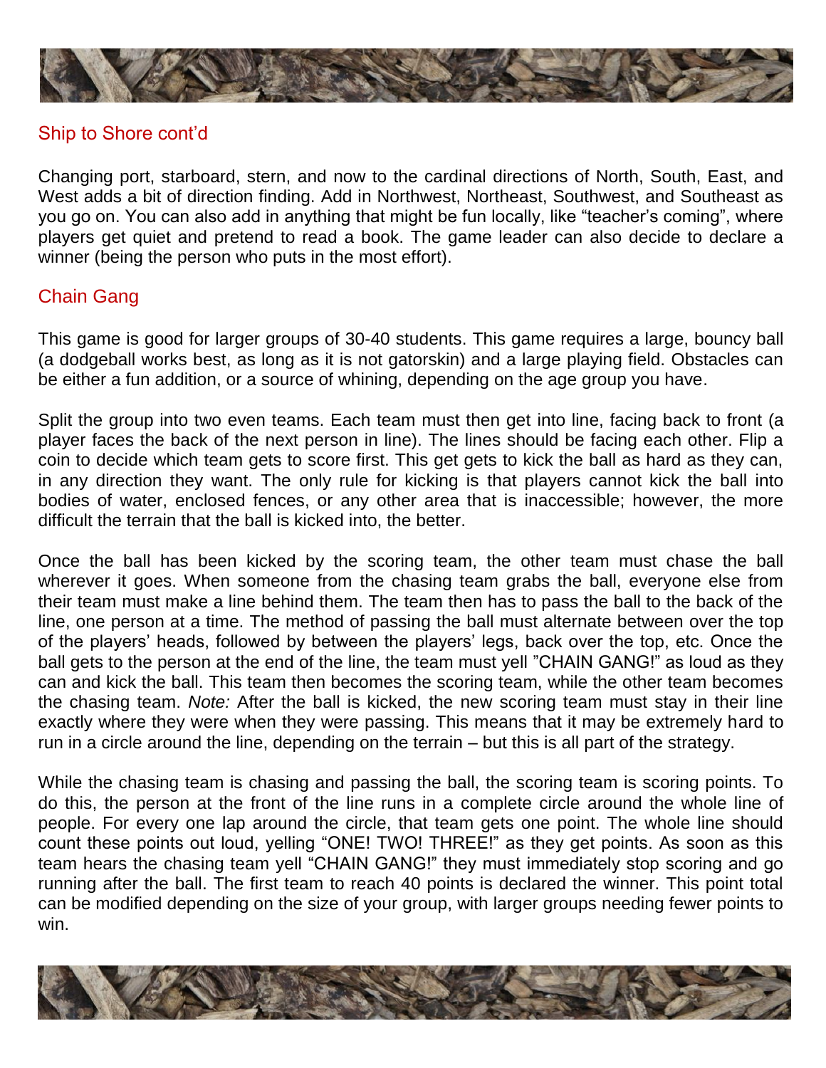## Ship to Shore cont'd

Changing port, starboard, stern, and now to the cardinal directions of North, South, East, and West adds a bit of direction finding. Add in Northwest, Northeast, Southwest, and Southeast as you go on. You can also add in anything that might be fun locally, like "teacher's coming", where players get quiet and pretend to read a book. The game leader can also decide to declare a winner (being the person who puts in the most effort).

## Chain Gang

This game is good for larger groups of 30-40 students. This game requires a large, bouncy ball (a dodgeball works best, as long as it is not gatorskin) and a large playing field. Obstacles can be either a fun addition, or a source of whining, depending on the age group you have.

Split the group into two even teams. Each team must then get into line, facing back to front (a player faces the back of the next person in line). The lines should be facing each other. Flip a coin to decide which team gets to score first. This get gets to kick the ball as hard as they can, in any direction they want. The only rule for kicking is that players cannot kick the ball into bodies of water, enclosed fences, or any other area that is inaccessible; however, the more difficult the terrain that the ball is kicked into, the better.

Once the ball has been kicked by the scoring team, the other team must chase the ball wherever it goes. When someone from the chasing team grabs the ball, everyone else from their team must make a line behind them. The team then has to pass the ball to the back of the line, one person at a time. The method of passing the ball must alternate between over the top of the players' heads, followed by between the players' legs, back over the top, etc. Once the ball gets to the person at the end of the line, the team must yell "CHAIN GANG!" as loud as they can and kick the ball. This team then becomes the scoring team, while the other team becomes the chasing team. *Note:* After the ball is kicked, the new scoring team must stay in their line exactly where they were when they were passing. This means that it may be extremely hard to run in a circle around the line, depending on the terrain – but this is all part of the strategy.

While the chasing team is chasing and passing the ball, the scoring team is scoring points. To do this, the person at the front of the line runs in a complete circle around the whole line of people. For every one lap around the circle, that team gets one point. The whole line should count these points out loud, yelling "ONE! TWO! THREE!" as they get points. As soon as this team hears the chasing team yell "CHAIN GANG!" they must immediately stop scoring and go running after the ball. The first team to reach 40 points is declared the winner. This point total can be modified depending on the size of your group, with larger groups needing fewer points to win.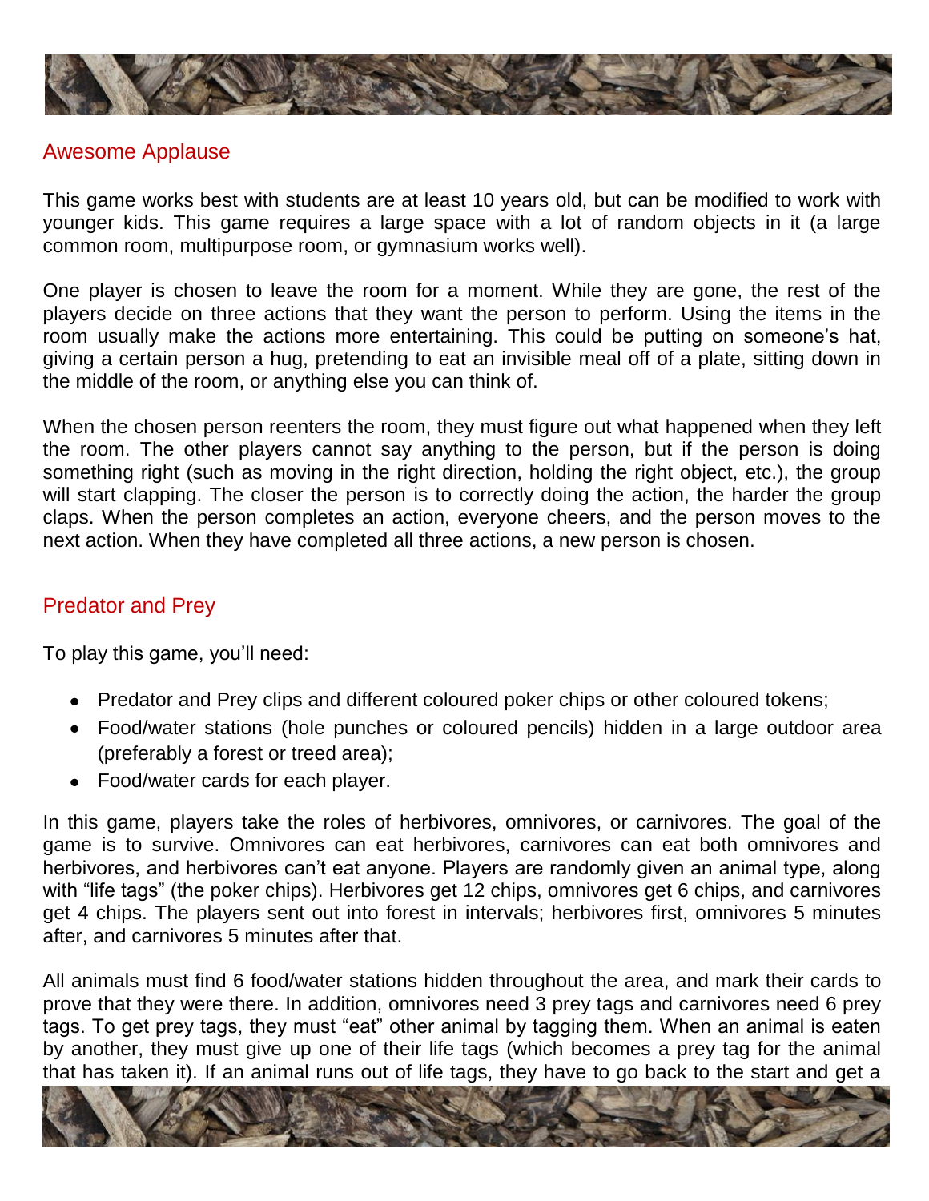## Awesome Applause

This game works best with students are at least 10 years old, but can be modified to work with younger kids. This game requires a large space with a lot of random objects in it (a large common room, multipurpose room, or gymnasium works well).

One player is chosen to leave the room for a moment. While they are gone, the rest of the players decide on three actions that they want the person to perform. Using the items in the room usually make the actions more entertaining. This could be putting on someone's hat, giving a certain person a hug, pretending to eat an invisible meal off of a plate, sitting down in the middle of the room, or anything else you can think of.

When the chosen person reenters the room, they must figure out what happened when they left the room. The other players cannot say anything to the person, but if the person is doing something right (such as moving in the right direction, holding the right object, etc.), the group will start clapping. The closer the person is to correctly doing the action, the harder the group claps. When the person completes an action, everyone cheers, and the person moves to the next action. When they have completed all three actions, a new person is chosen.

## Predator and Prey

To play this game, you'll need:

- Predator and Prey clips and different coloured poker chips or other coloured tokens;
- Food/water stations (hole punches or coloured pencils) hidden in a large outdoor area (preferably a forest or treed area);
- Food/water cards for each player.

In this game, players take the roles of herbivores, omnivores, or carnivores. The goal of the game is to survive. Omnivores can eat herbivores, carnivores can eat both omnivores and herbivores, and herbivores can't eat anyone. Players are randomly given an animal type, along with "life tags" (the poker chips). Herbivores get 12 chips, omnivores get 6 chips, and carnivores get 4 chips. The players sent out into forest in intervals; herbivores first, omnivores 5 minutes after, and carnivores 5 minutes after that.

All animals must find 6 food/water stations hidden throughout the area, and mark their cards to prove that they were there. In addition, omnivores need 3 prey tags and carnivores need 6 prey tags. To get prey tags, they must "eat" other animal by tagging them. When an animal is eaten by another, they must give up one of their life tags (which becomes a prey tag for the animal that has taken it). If an animal runs out of life tags, they have to go back to the start and get a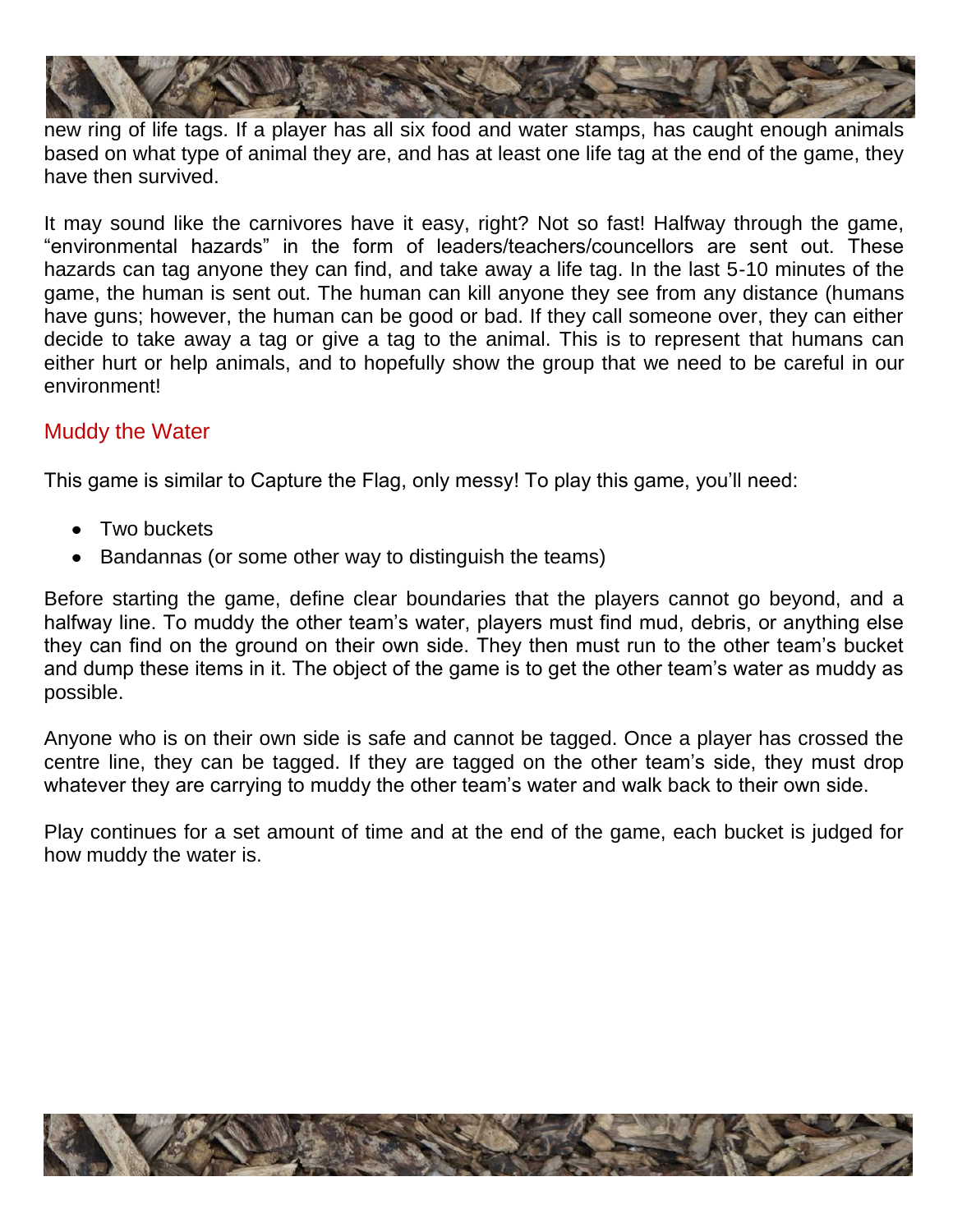new ring of life tags. If a player has all six food and water stamps, has caught enough animals based on what type of animal they are, and has at least one life tag at the end of the game, they have then survived.

It may sound like the carnivores have it easy, right? Not so fast! Halfway through the game, "environmental hazards" in the form of leaders/teachers/councellors are sent out. These hazards can tag anyone they can find, and take away a life tag. In the last 5-10 minutes of the game, the human is sent out. The human can kill anyone they see from any distance (humans have guns; however, the human can be good or bad. If they call someone over, they can either decide to take away a tag or give a tag to the animal. This is to represent that humans can either hurt or help animals, and to hopefully show the group that we need to be careful in our environment!

## Muddy the Water

This game is similar to Capture the Flag, only messy! To play this game, you'll need:

- Two buckets
- Bandannas (or some other way to distinguish the teams)

Before starting the game, define clear boundaries that the players cannot go beyond, and a halfway line. To muddy the other team's water, players must find mud, debris, or anything else they can find on the ground on their own side. They then must run to the other team's bucket and dump these items in it. The object of the game is to get the other team's water as muddy as possible.

Anyone who is on their own side is safe and cannot be tagged. Once a player has crossed the centre line, they can be tagged. If they are tagged on the other team's side, they must drop whatever they are carrying to muddy the other team's water and walk back to their own side.

Play continues for a set amount of time and at the end of the game, each bucket is judged for how muddy the water is.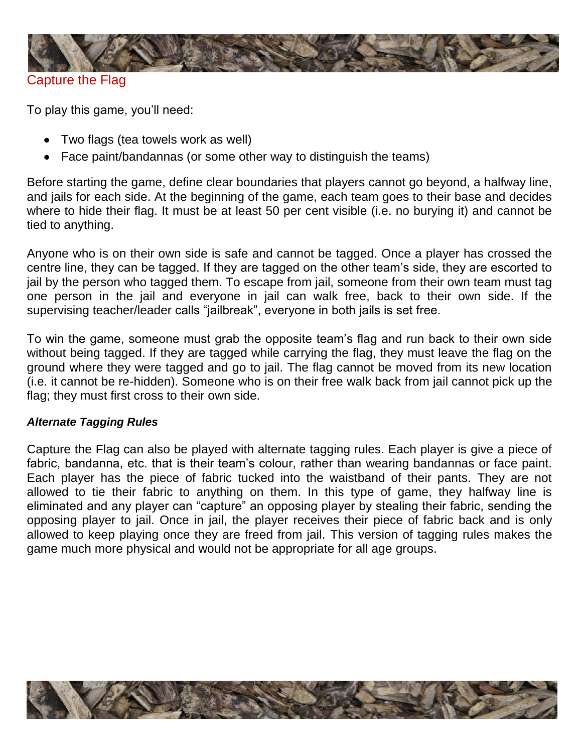## Capture the Flag

To play this game, you'll need:

- Two flags (tea towels work as well)
- Face paint/bandannas (or some other way to distinguish the teams)

Before starting the game, define clear boundaries that players cannot go beyond, a halfway line, and jails for each side. At the beginning of the game, each team goes to their base and decides where to hide their flag. It must be at least 50 per cent visible (i.e. no burying it) and cannot be tied to anything.

Anyone who is on their own side is safe and cannot be tagged. Once a player has crossed the centre line, they can be tagged. If they are tagged on the other team's side, they are escorted to jail by the person who tagged them. To escape from jail, someone from their own team must tag one person in the jail and everyone in jail can walk free, back to their own side. If the supervising teacher/leader calls "jailbreak", everyone in both jails is set free.

To win the game, someone must grab the opposite team's flag and run back to their own side without being tagged. If they are tagged while carrying the flag, they must leave the flag on the ground where they were tagged and go to jail. The flag cannot be moved from its new location (i.e. it cannot be re-hidden). Someone who is on their free walk back from jail cannot pick up the flag; they must first cross to their own side.

***Alternate Tagging Rules***

Capture the Flag can also be played with alternate tagging rules. Each player is give a piece of fabric, bandanna, etc. that is their team's colour, rather than wearing bandannas or face paint. Each player has the piece of fabric tucked into the waistband of their pants. They are not allowed to tie their fabric to anything on them. In this type of game, they halfway line is eliminated and any player can "capture" an opposing player by stealing their fabric, sending the opposing player to jail. Once in jail, the player receives their piece of fabric back and is only allowed to keep playing once they are freed from jail. This version of tagging rules makes the game much more physical and would not be appropriate for all age groups.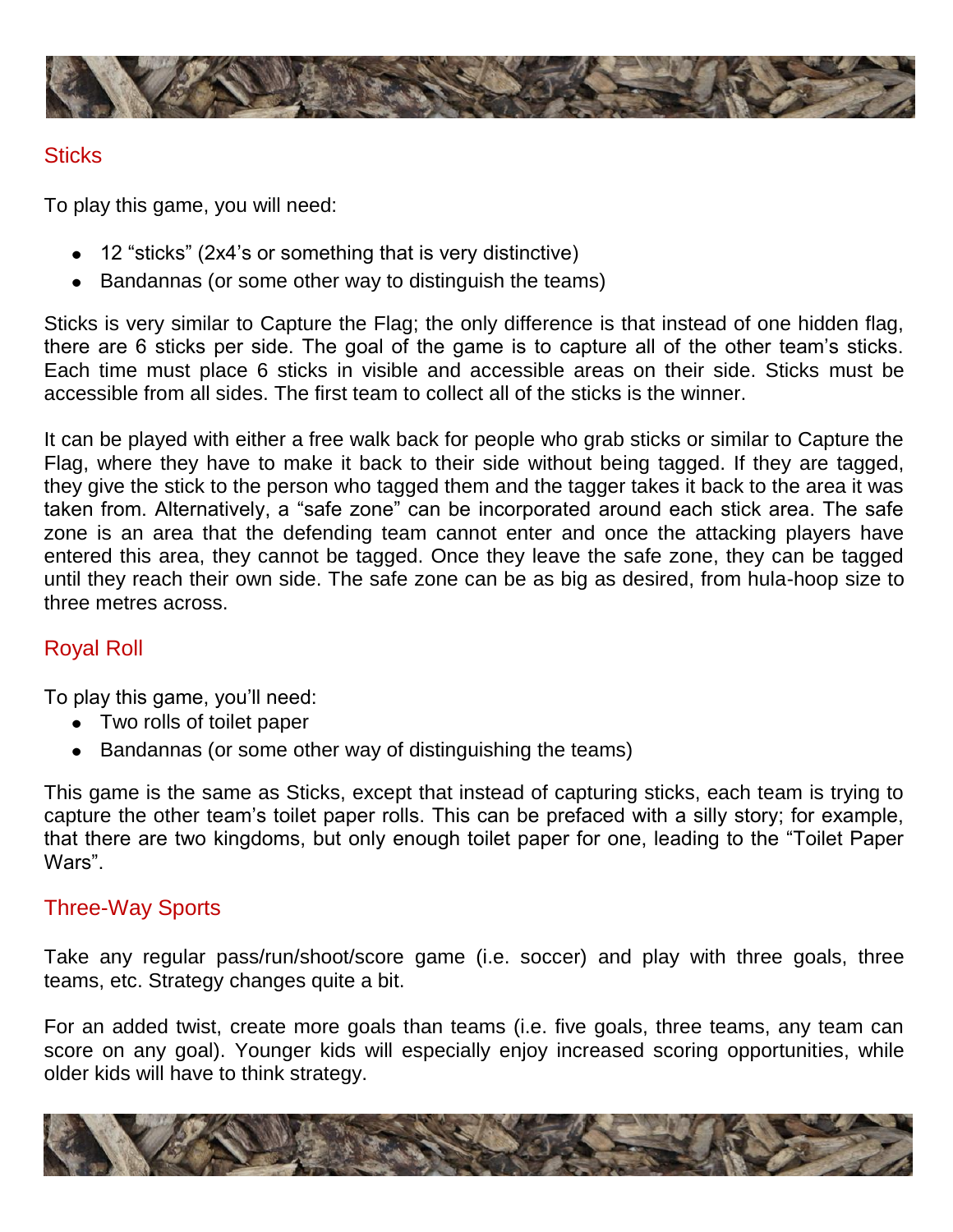## Sticks

To play this game, you will need:

- 12 “sticks” (2x4’s or something that is very distinctive)
- Bandannas (or some other way to distinguish the teams)

Sticks is very similar to Capture the Flag; the only difference is that instead of one hidden flag, there are 6 sticks per side. The goal of the game is to capture all of the other team’s sticks. Each time must place 6 sticks in visible and accessible areas on their side. Sticks must be accessible from all sides. The first team to collect all of the sticks is the winner.

It can be played with either a free walk back for people who grab sticks or similar to Capture the Flag, where they have to make it back to their side without being tagged. If they are tagged, they give the stick to the person who tagged them and the tagger takes it back to the area it was taken from. Alternatively, a “safe zone” can be incorporated around each stick area. The safe zone is an area that the defending team cannot enter and once the attacking players have entered this area, they cannot be tagged. Once they leave the safe zone, they can be tagged until they reach their own side. The safe zone can be as big as desired, from hula-hoop size to three metres across.

## Royal Roll

To play this game, you’ll need:

- Two rolls of toilet paper
- Bandannas (or some other way of distinguishing the teams)

This game is the same as Sticks, except that instead of capturing sticks, each team is trying to capture the other team’s toilet paper rolls. This can be prefaced with a silly story; for example, that there are two kingdoms, but only enough toilet paper for one, leading to the “Toilet Paper Wars”.

## Three-Way Sports

Take any regular pass/run/shoot/score game (i.e. soccer) and play with three goals, three teams, etc. Strategy changes quite a bit.

For an added twist, create more goals than teams (i.e. five goals, three teams, any team can score on any goal). Younger kids will especially enjoy increased scoring opportunities, while older kids will have to think strategy.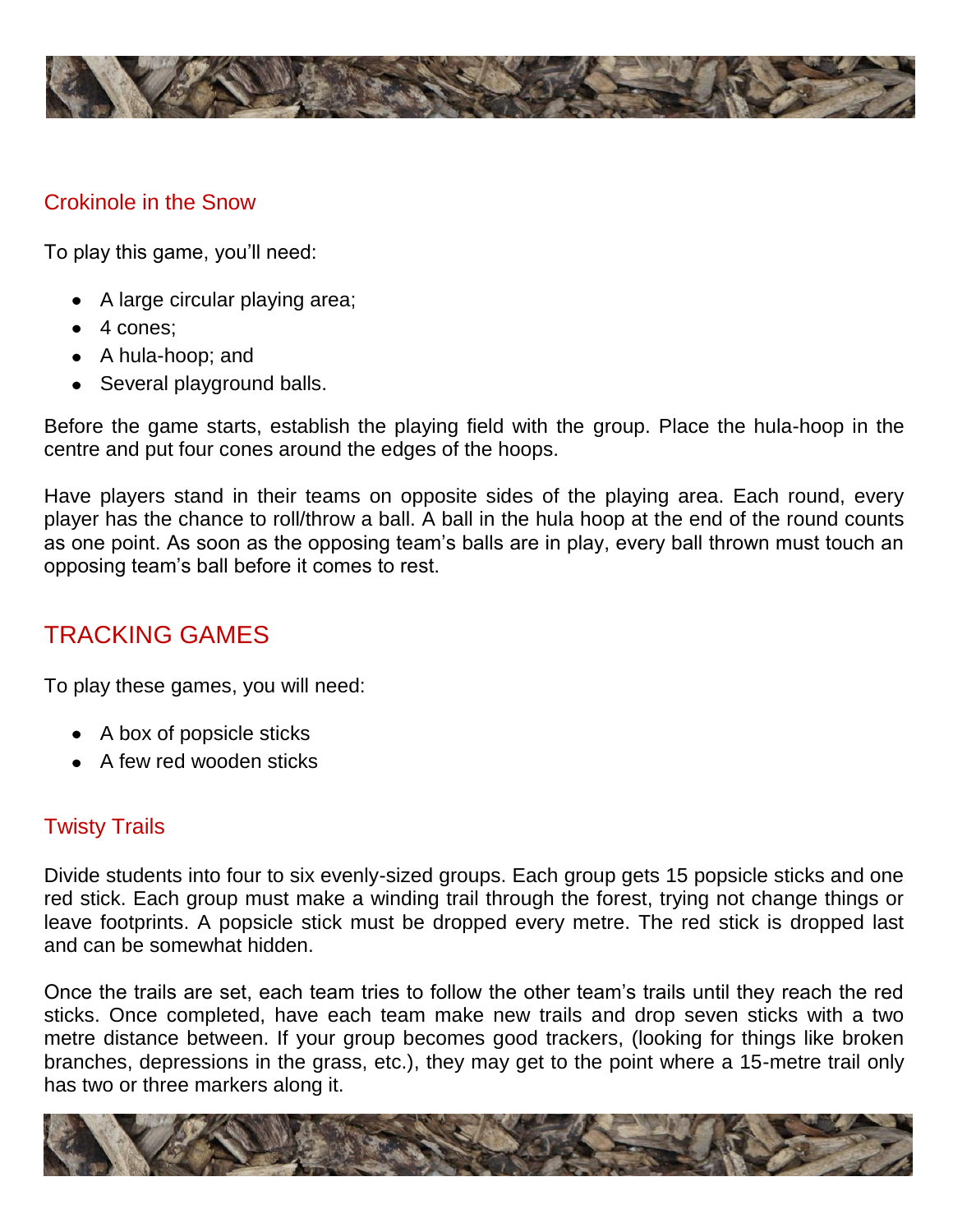### Crokinole in the Snow

To play this game, you'll need:

- A large circular playing area;
- 4 cones;
- A hula-hoop; and
- Several playground balls.

Before the game starts, establish the playing field with the group. Place the hula-hoop in the centre and put four cones around the edges of the hoops.

Have players stand in their teams on opposite sides of the playing area. Each round, every player has the chance to roll/throw a ball. A ball in the hula hoop at the end of the round counts as one point. As soon as the opposing team's balls are in play, every ball thrown must touch an opposing team's ball before it comes to rest.

## TRACKING GAMES

To play these games, you will need:

- A box of popsicle sticks
- A few red wooden sticks

### Twisty Trails

Divide students into four to six evenly-sized groups. Each group gets 15 popsicle sticks and one red stick. Each group must make a winding trail through the forest, trying not change things or leave footprints. A popsicle stick must be dropped every metre. The red stick is dropped last and can be somewhat hidden.

Once the trails are set, each team tries to follow the other team's trails until they reach the red sticks. Once completed, have each team make new trails and drop seven sticks with a two metre distance between. If your group becomes good trackers, (looking for things like broken branches, depressions in the grass, etc.), they may get to the point where a 15-metre trail only has two or three markers along it.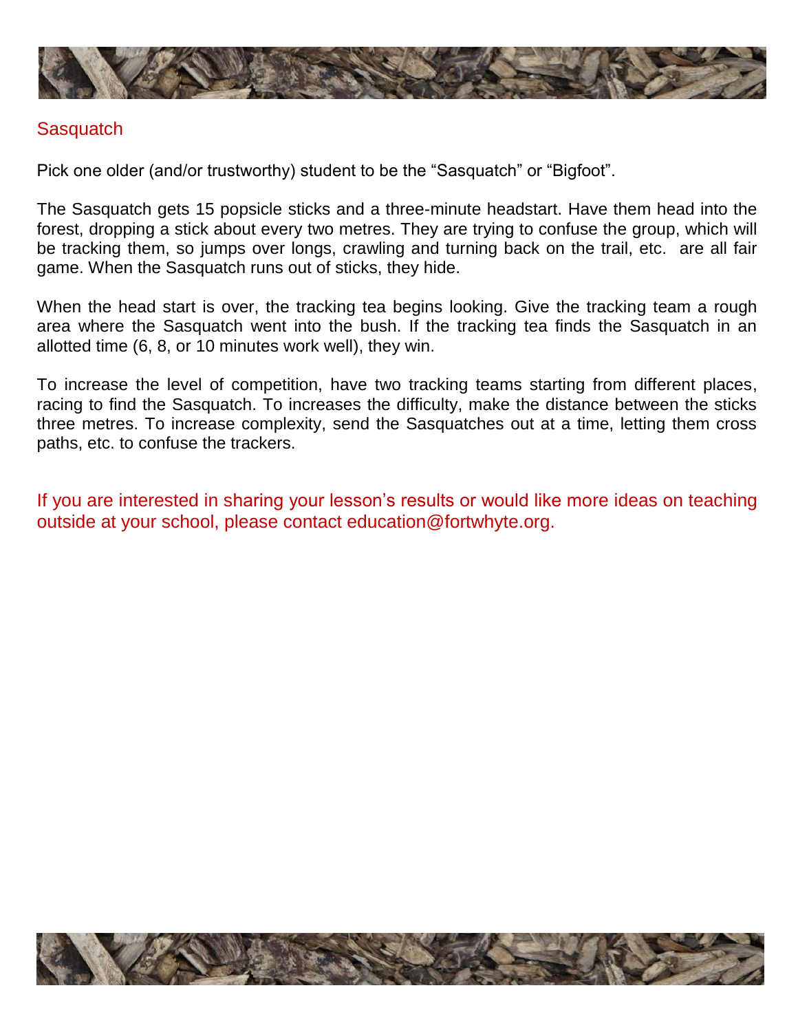## Sasquatch

Pick one older (and/or trustworthy) student to be the "Sasquatch" or "Bigfoot".

The Sasquatch gets 15 popsicle sticks and a three-minute headstart. Have them head into the forest, dropping a stick about every two metres. They are trying to confuse the group, which will be tracking them, so jumps over longs, crawling and turning back on the trail, etc.  are all fair game. When the Sasquatch runs out of sticks, they hide.

When the head start is over, the tracking tea begins looking. Give the tracking team a rough area where the Sasquatch went into the bush. If the tracking tea finds the Sasquatch in an allotted time (6, 8, or 10 minutes work well), they win.

To increase the level of competition, have two tracking teams starting from different places, racing to find the Sasquatch. To increases the difficulty, make the distance between the sticks three metres. To increase complexity, send the Sasquatches out at a time, letting them cross paths, etc. to confuse the trackers.

If you are interested in sharing your lesson's results or would like more ideas on teaching outside at your school, please contact education@fortwhyte.org.